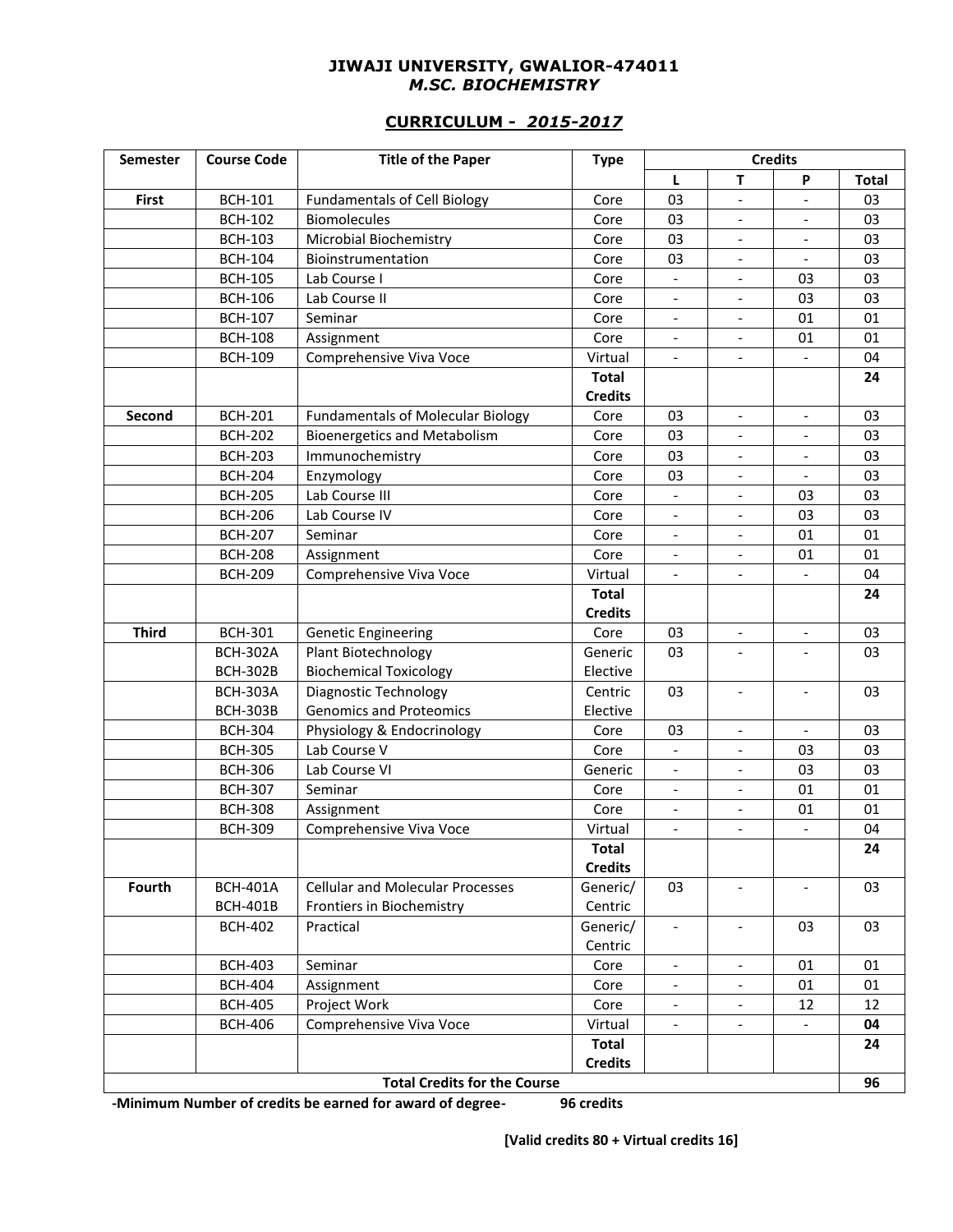# JIWAJI UNIVERSITY, GWALIOR-474011

## *M.SC. BIOCHEMISTRY*

### CURRICULUM - *2015-2017*

| Semester | Course Code | Title of the Paper | Type | Credits | | | |
|---|---|---|---|---|---|---|---|
| | | | | L | T | P | Total |
| **First** | BCH-101 | Fundamentals of Cell Biology | Core | 03 | - | - | 03 |
| | BCH-102 | Biomolecules | Core | 03 | - | - | 03 |
| | BCH-103 | Microbial Biochemistry | Core | 03 | - | - | 03 |
| | BCH-104 | Bioinstrumentation | Core | 03 | - | - | 03 |
| | BCH-105 | Lab Course I | Core | - | - | 03 | 03 |
| | BCH-106 | Lab Course II | Core | - | - | 03 | 03 |
| | BCH-107 | Seminar | Core | - | - | 01 | 01 |
| | BCH-108 | Assignment | Core | - | - | 01 | 01 |
| | BCH-109 | Comprehensive Viva Voce | Virtual | - | - | - | 04 |
| | | | **Total Credits** | | | | **24** |
| **Second** | BCH-201 | Fundamentals of Molecular Biology | Core | 03 | - | - | 03 |
| | BCH-202 | Bioenergetics and Metabolism | Core | 03 | - | - | 03 |
| | BCH-203 | Immunochemistry | Core | 03 | - | - | 03 |
| | BCH-204 | Enzymology | Core | 03 | - | - | 03 |
| | BCH-205 | Lab Course III | Core | - | - | 03 | 03 |
| | BCH-206 | Lab Course IV | Core | - | - | 03 | 03 |
| | BCH-207 | Seminar | Core | - | - | 01 | 01 |
| | BCH-208 | Assignment | Core | - | - | 01 | 01 |
| | BCH-209 | Comprehensive Viva Voce | Virtual | - | - | - | 04 |
| | | | **Total Credits** | | | | **24** |
| **Third** | BCH-301 | Genetic Engineering | Core | 03 | - | - | 03 |
| | BCH-302A<br>BCH-302B | Plant Biotechnology<br>Biochemical Toxicology | Generic Elective | 03 | - | - | 03 |
| | BCH-303A<br>BCH-303B | Diagnostic Technology<br>Genomics and Proteomics | Centric Elective | 03 | - | - | 03 |
| | BCH-304 | Physiology & Endocrinology | Core | 03 | - | - | 03 |
| | BCH-305 | Lab Course V | Core | - | - | 03 | 03 |
| | BCH-306 | Lab Course VI | Generic | - | - | 03 | 03 |
| | BCH-307 | Seminar | Core | - | - | 01 | 01 |
| | BCH-308 | Assignment | Core | - | - | 01 | 01 |
| | BCH-309 | Comprehensive Viva Voce | Virtual | - | - | - | 04 |
| | | | **Total Credits** | | | | **24** |
| **Fourth** | BCH-401A<br>BCH-401B | Cellular and Molecular Processes<br>Frontiers in Biochemistry | Generic/ Centric | 03 | - | - | 03 |
| | BCH-402 | Practical | Generic/ Centric | - | - | 03 | 03 |
| | BCH-403 | Seminar | Core | - | - | 01 | 01 |
| | BCH-404 | Assignment | Core | - | - | 01 | 01 |
| | BCH-405 | Project Work | Core | - | - | 12 | 12 |
| | BCH-406 | Comprehensive Viva Voce | Virtual | - | - | - | **04** |
| | | | **Total Credits** | | | | **24** |
| **Total Credits for the Course** | | | | | | | **96** |

**-Minimum Number of credits be earned for award of degree- 96 credits**

**[Valid credits 80 + Virtual credits 16]**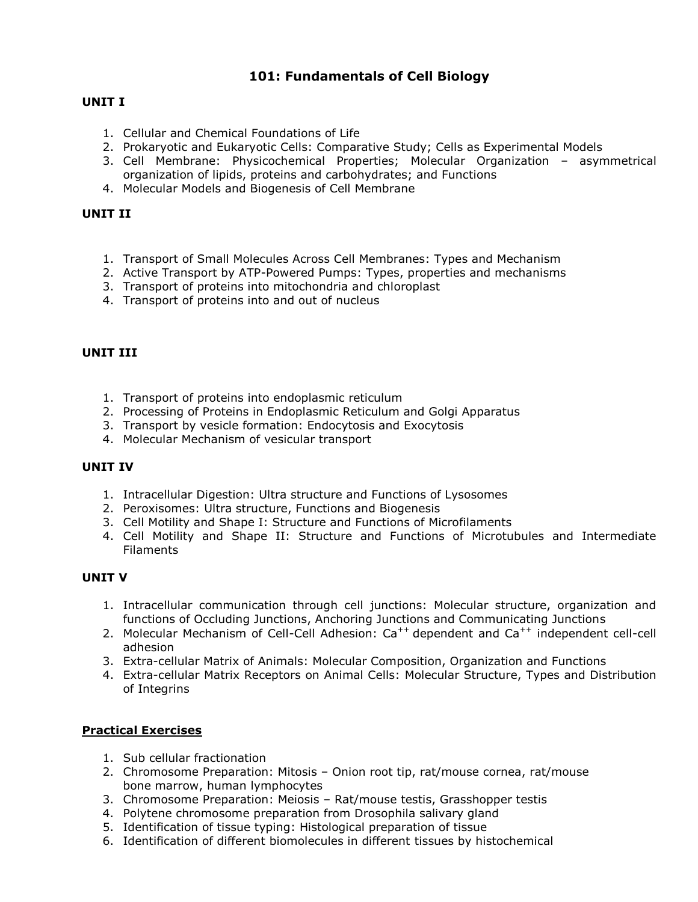# 101: Fundamentals of Cell Biology

## UNIT I

1. Cellular and Chemical Foundations of Life
2. Prokaryotic and Eukaryotic Cells: Comparative Study; Cells as Experimental Models
3. Cell Membrane: Physicochemical Properties; Molecular Organization – asymmetrical organization of lipids, proteins and carbohydrates; and Functions
4. Molecular Models and Biogenesis of Cell Membrane

## UNIT II

1. Transport of Small Molecules Across Cell Membranes: Types and Mechanism
2. Active Transport by ATP-Powered Pumps: Types, properties and mechanisms
3. Transport of proteins into mitochondria and chloroplast
4. Transport of proteins into and out of nucleus

## UNIT III

1. Transport of proteins into endoplasmic reticulum
2. Processing of Proteins in Endoplasmic Reticulum and Golgi Apparatus
3. Transport by vesicle formation: Endocytosis and Exocytosis
4. Molecular Mechanism of vesicular transport

## UNIT IV

1. Intracellular Digestion: Ultra structure and Functions of Lysosomes
2. Peroxisomes: Ultra structure, Functions and Biogenesis
3. Cell Motility and Shape I: Structure and Functions of Microfilaments
4. Cell Motility and Shape II: Structure and Functions of Microtubules and Intermediate Filaments

## UNIT V

1. Intracellular communication through cell junctions: Molecular structure, organization and functions of Occluding Junctions, Anchoring Junctions and Communicating Junctions
2. Molecular Mechanism of Cell-Cell Adhesion: $Ca^{++}$ dependent and $Ca^{++}$ independent cell-cell adhesion
3. Extra-cellular Matrix of Animals: Molecular Composition, Organization and Functions
4. Extra-cellular Matrix Receptors on Animal Cells: Molecular Structure, Types and Distribution of Integrins

## Practical Exercises

1. Sub cellular fractionation
2. Chromosome Preparation: Mitosis – Onion root tip, rat/mouse cornea, rat/mouse bone marrow, human lymphocytes
3. Chromosome Preparation: Meiosis – Rat/mouse testis, Grasshopper testis
4. Polytene chromosome preparation from Drosophila salivary gland
5. Identification of tissue typing: Histological preparation of tissue
6. Identification of different biomolecules in different tissues by histochemical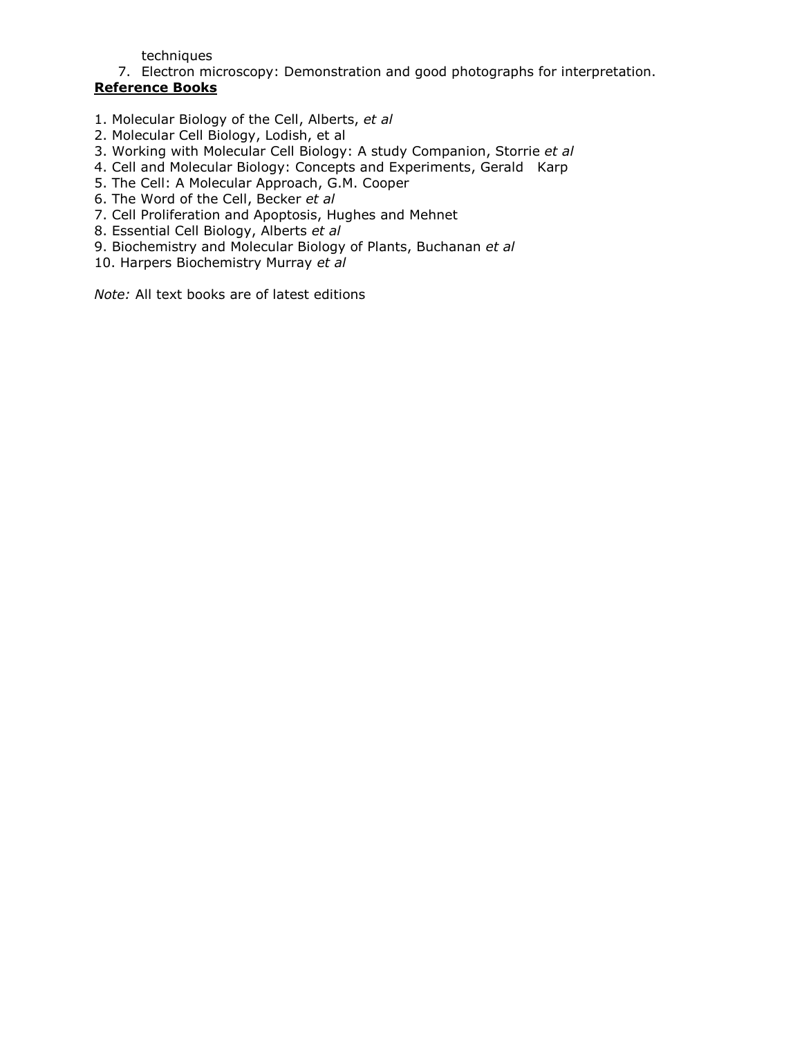techniques

7. Electron microscopy: Demonstration and good photographs for interpretation.

**Reference Books**

1. Molecular Biology of the Cell, Alberts, *et al*
2. Molecular Cell Biology, Lodish, et al
3. Working with Molecular Cell Biology: A study Companion, Storrie *et al*
4. Cell and Molecular Biology: Concepts and Experiments, Gerald Karp
5. The Cell: A Molecular Approach, G.M. Cooper
6. The Word of the Cell, Becker *et al*
7. Cell Proliferation and Apoptosis, Hughes and Mehnet
8. Essential Cell Biology, Alberts *et al*
9. Biochemistry and Molecular Biology of Plants, Buchanan *et al*
10. Harpers Biochemistry Murray *et al*

*Note:* All text books are of latest editions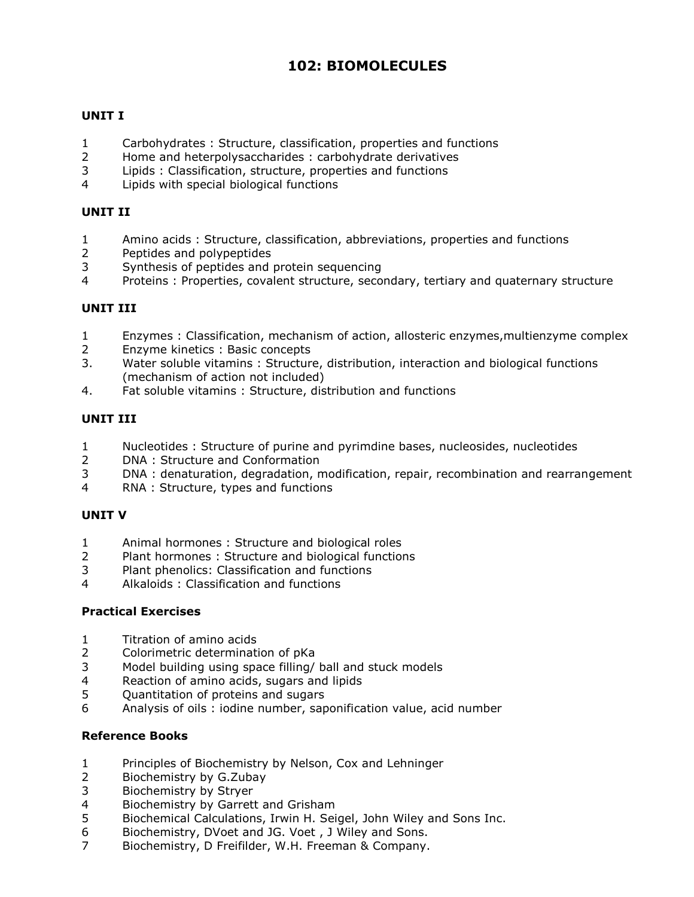# 102: BIOMOLECULES

## UNIT I

1 Carbohydrates : Structure, classification, properties and functions
2 Home and heterpolysaccharides : carbohydrate derivatives
3 Lipids : Classification, structure, properties and functions
4 Lipids with special biological functions

## UNIT II

1 Amino acids : Structure, classification, abbreviations, properties and functions
2 Peptides and polypeptides
3 Synthesis of peptides and protein sequencing
4 Proteins : Properties, covalent structure, secondary, tertiary and quaternary structure

## UNIT III

1 Enzymes : Classification, mechanism of action, allosteric enzymes,multienzyme complex
2 Enzyme kinetics : Basic concepts
3. Water soluble vitamins : Structure, distribution, interaction and biological functions (mechanism of action not included)
4. Fat soluble vitamins : Structure, distribution and functions

## UNIT III

1 Nucleotides : Structure of purine and pyrimdine bases, nucleosides, nucleotides
2 DNA : Structure and Conformation
3 DNA : denaturation, degradation, modification, repair, recombination and rearrangement
4 RNA : Structure, types and functions

## UNIT V

1 Animal hormones : Structure and biological roles
2 Plant hormones : Structure and biological functions
3 Plant phenolics: Classification and functions
4 Alkaloids : Classification and functions

## Practical Exercises

1 Titration of amino acids
2 Colorimetric determination of pKa
3 Model building using space filling/ ball and stuck models
4 Reaction of amino acids, sugars and lipids
5 Quantitation of proteins and sugars
6 Analysis of oils : iodine number, saponification value, acid number

## Reference Books

1 Principles of Biochemistry by Nelson, Cox and Lehninger
2 Biochemistry by G.Zubay
3 Biochemistry by Stryer
4 Biochemistry by Garrett and Grisham
5 Biochemical Calculations, Irwin H. Seigel, John Wiley and Sons Inc.
6 Biochemistry, DVoet and JG. Voet , J Wiley and Sons.
7 Biochemistry, D Freifilder, W.H. Freeman & Company.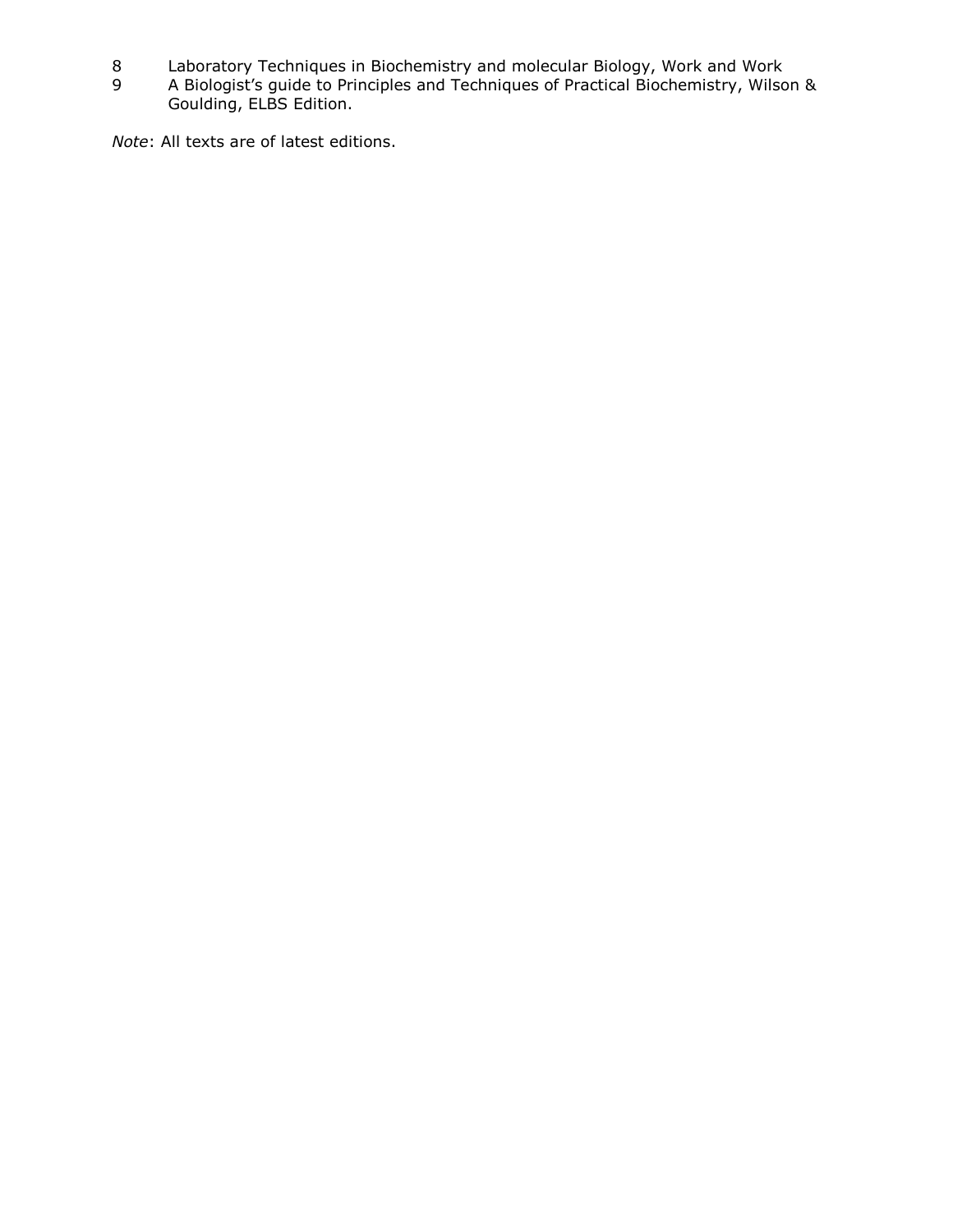8. Laboratory Techniques in Biochemistry and molecular Biology, Work and Work
9. A Biologist's guide to Principles and Techniques of Practical Biochemistry, Wilson & Goulding, ELBS Edition.

*Note*: All texts are of latest editions.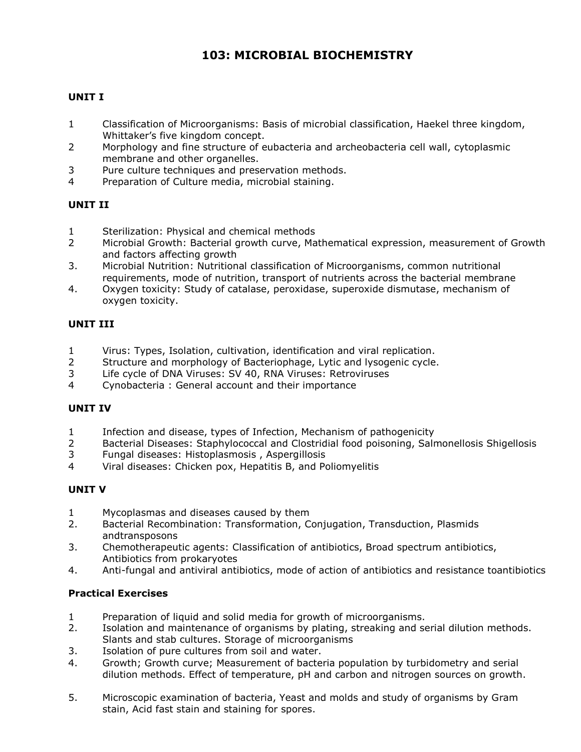# 103: MICROBIAL BIOCHEMISTRY

## UNIT I

1 Classification of Microorganisms: Basis of microbial classification, Haekel three kingdom, Whittaker's five kingdom concept.
2 Morphology and fine structure of eubacteria and archeobacteria cell wall, cytoplasmic membrane and other organelles.
3 Pure culture techniques and preservation methods.
4 Preparation of Culture media, microbial staining.

## UNIT II

1 Sterilization: Physical and chemical methods
2 Microbial Growth: Bacterial growth curve, Mathematical expression, measurement of Growth and factors affecting growth
3. Microbial Nutrition: Nutritional classification of Microorganisms, common nutritional requirements, mode of nutrition, transport of nutrients across the bacterial membrane
4. Oxygen toxicity: Study of catalase, peroxidase, superoxide dismutase, mechanism of oxygen toxicity.

## UNIT III

1 Virus: Types, Isolation, cultivation, identification and viral replication.
2 Structure and morphology of Bacteriophage, Lytic and lysogenic cycle.
3 Life cycle of DNA Viruses: SV 40, RNA Viruses: Retroviruses
4 Cynobacteria : General account and their importance

## UNIT IV

1 Infection and disease, types of Infection, Mechanism of pathogenicity
2 Bacterial Diseases: Staphylococcal and Clostridial food poisoning, Salmonellosis Shigellosis
3 Fungal diseases: Histoplasmosis , Aspergillosis
4 Viral diseases: Chicken pox, Hepatitis B, and Poliomyelitis

## UNIT V

1 Mycoplasmas and diseases caused by them
2. Bacterial Recombination: Transformation, Conjugation, Transduction, Plasmids andtransposons
3. Chemotherapeutic agents: Classification of antibiotics, Broad spectrum antibiotics, Antibiotics from prokaryotes
4. Anti-fungal and antiviral antibiotics, mode of action of antibiotics and resistance toantibiotics

## Practical Exercises

1 Preparation of liquid and solid media for growth of microorganisms.
2. Isolation and maintenance of organisms by plating, streaking and serial dilution methods. Slants and stab cultures. Storage of microorganisms
3. Isolation of pure cultures from soil and water.
4. Growth; Growth curve; Measurement of bacteria population by turbidometry and serial dilution methods. Effect of temperature, pH and carbon and nitrogen sources on growth.
5. Microscopic examination of bacteria, Yeast and molds and study of organisms by Gram stain, Acid fast stain and staining for spores.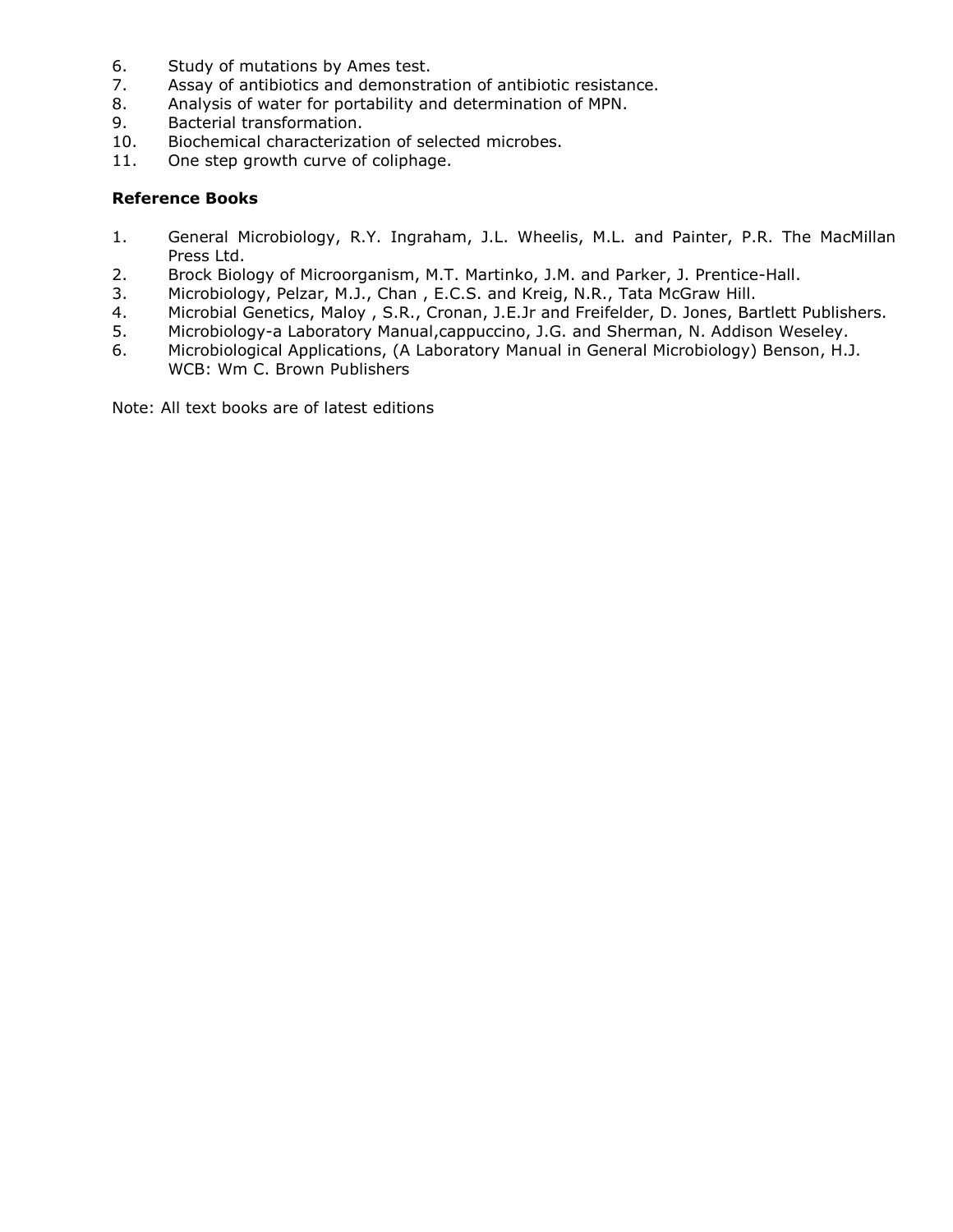6. Study of mutations by Ames test.
7. Assay of antibiotics and demonstration of antibiotic resistance.
8. Analysis of water for portability and determination of MPN.
9. Bacterial transformation.
10. Biochemical characterization of selected microbes.
11. One step growth curve of coliphage.

**Reference Books**

1. General Microbiology, R.Y. Ingraham, J.L. Wheelis, M.L. and Painter, P.R. The MacMillan Press Ltd.
2. Brock Biology of Microorganism, M.T. Martinko, J.M. and Parker, J. Prentice-Hall.
3. Microbiology, Pelzar, M.J., Chan , E.C.S. and Kreig, N.R., Tata McGraw Hill.
4. Microbial Genetics, Maloy , S.R., Cronan, J.E.Jr and Freifelder, D. Jones, Bartlett Publishers.
5. Microbiology-a Laboratory Manual,cappuccino, J.G. and Sherman, N. Addison Weseley.
6. Microbiological Applications, (A Laboratory Manual in General Microbiology) Benson, H.J. WCB: Wm C. Brown Publishers

Note: All text books are of latest editions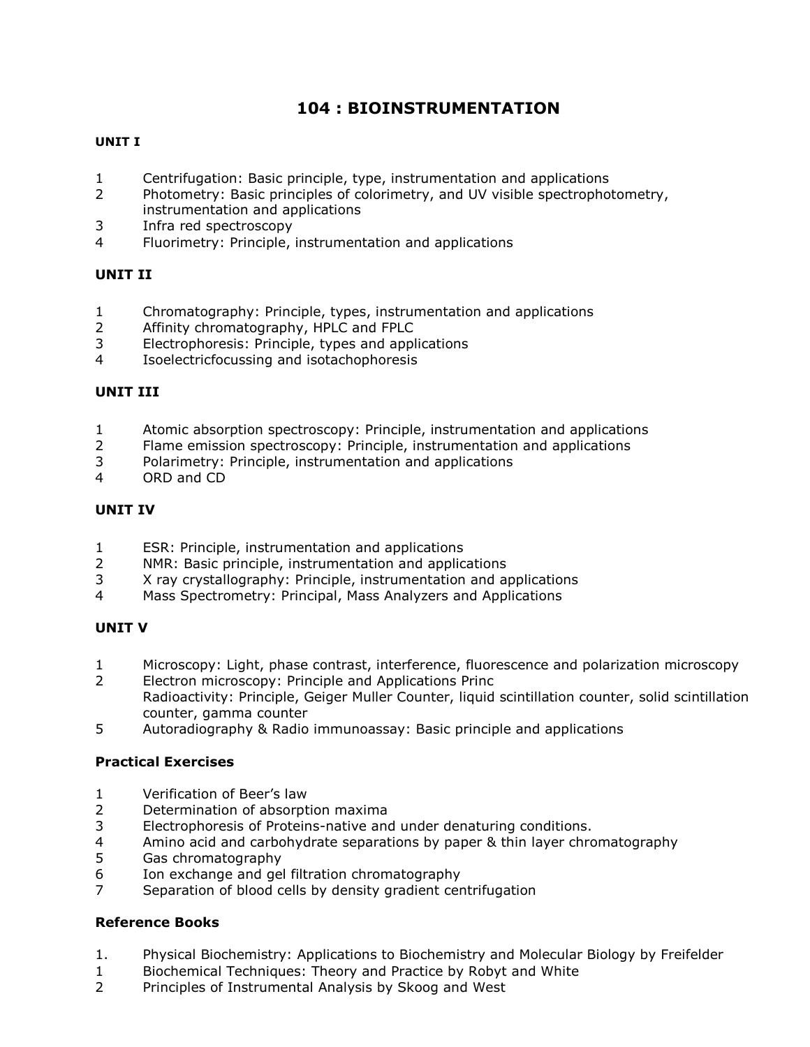# 104 : BIOINSTRUMENTATION

**UNIT I**

1 Centrifugation: Basic principle, type, instrumentation and applications
2 Photometry: Basic principles of colorimetry, and UV visible spectrophotometry, instrumentation and applications
3 Infra red spectroscopy
4 Fluorimetry: Principle, instrumentation and applications

**UNIT II**

1 Chromatography: Principle, types, instrumentation and applications
2 Affinity chromatography, HPLC and FPLC
3 Electrophoresis: Principle, types and applications
4 Isoelectricfocussing and isotachophoresis

**UNIT III**

1 Atomic absorption spectroscopy: Principle, instrumentation and applications
2 Flame emission spectroscopy: Principle, instrumentation and applications
3 Polarimetry: Principle, instrumentation and applications
4 ORD and CD

**UNIT IV**

1 ESR: Principle, instrumentation and applications
2 NMR: Basic principle, instrumentation and applications
3 X ray crystallography: Principle, instrumentation and applications
4 Mass Spectrometry: Principal, Mass Analyzers and Applications

**UNIT V**

1 Microscopy: Light, phase contrast, interference, fluorescence and polarization microscopy
2 Electron microscopy: Principle and Applications Princ
Radioactivity: Principle, Geiger Muller Counter, liquid scintillation counter, solid scintillation counter, gamma counter
5 Autoradiography & Radio immunoassay: Basic principle and applications

**Practical Exercises**

1 Verification of Beer's law
2 Determination of absorption maxima
3 Electrophoresis of Proteins-native and under denaturing conditions.
4 Amino acid and carbohydrate separations by paper & thin layer chromatography
5 Gas chromatography
6 Ion exchange and gel filtration chromatography
7 Separation of blood cells by density gradient centrifugation

**Reference Books**

1. Physical Biochemistry: Applications to Biochemistry and Molecular Biology by Freifelder
1 Biochemical Techniques: Theory and Practice by Robyt and White
2 Principles of Instrumental Analysis by Skoog and West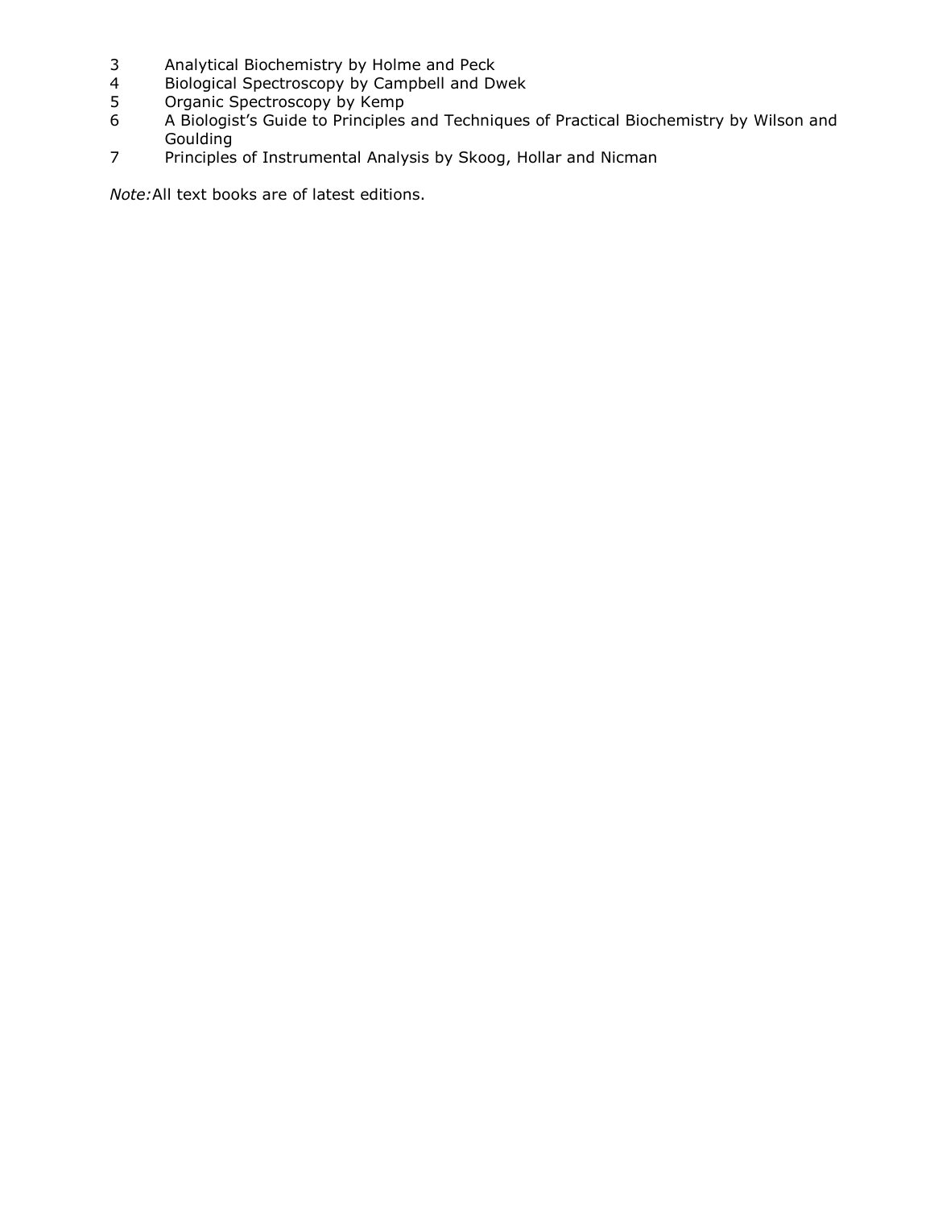3. Analytical Biochemistry by Holme and Peck
4. Biological Spectroscopy by Campbell and Dwek
5. Organic Spectroscopy by Kemp
6. A Biologist's Guide to Principles and Techniques of Practical Biochemistry by Wilson and Goulding
7. Principles of Instrumental Analysis by Skoog, Hollar and Nicman

*Note:* All text books are of latest editions.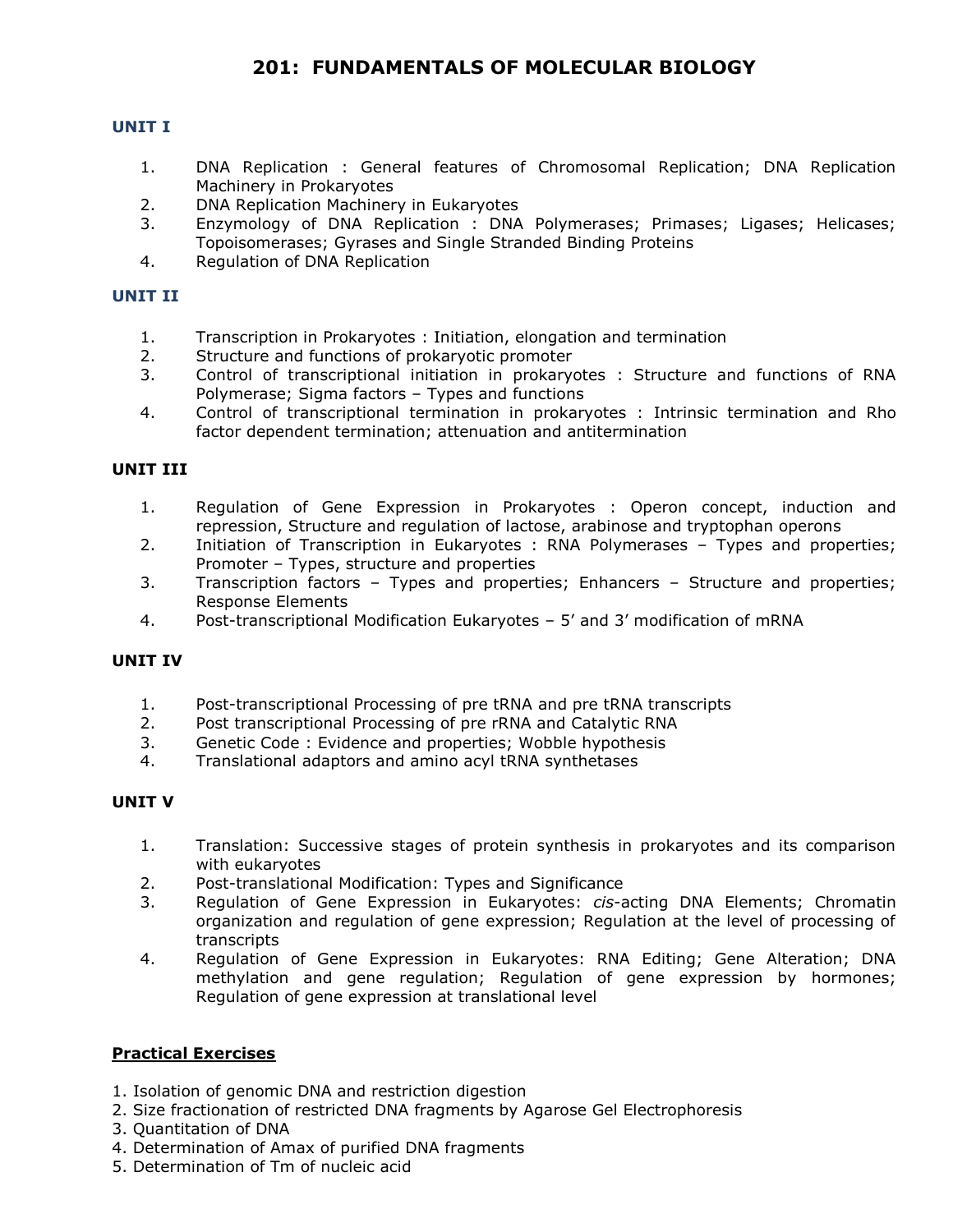# 201: FUNDAMENTALS OF MOLECULAR BIOLOGY

## UNIT I

1. DNA Replication : General features of Chromosomal Replication; DNA Replication Machinery in Prokaryotes
2. DNA Replication Machinery in Eukaryotes
3. Enzymology of DNA Replication : DNA Polymerases; Primases; Ligases; Helicases; Topoisomerases; Gyrases and Single Stranded Binding Proteins
4. Regulation of DNA Replication

## UNIT II

1. Transcription in Prokaryotes : Initiation, elongation and termination
2. Structure and functions of prokaryotic promoter
3. Control of transcriptional initiation in prokaryotes : Structure and functions of RNA Polymerase; Sigma factors – Types and functions
4. Control of transcriptional termination in prokaryotes : Intrinsic termination and Rho factor dependent termination; attenuation and antitermination

## UNIT III

1. Regulation of Gene Expression in Prokaryotes : Operon concept, induction and repression, Structure and regulation of lactose, arabinose and tryptophan operons
2. Initiation of Transcription in Eukaryotes : RNA Polymerases – Types and properties; Promoter – Types, structure and properties
3. Transcription factors – Types and properties; Enhancers – Structure and properties; Response Elements
4. Post-transcriptional Modification Eukaryotes – 5' and 3' modification of mRNA

## UNIT IV

1. Post-transcriptional Processing of pre tRNA and pre tRNA transcripts
2. Post transcriptional Processing of pre rRNA and Catalytic RNA
3. Genetic Code : Evidence and properties; Wobble hypothesis
4. Translational adaptors and amino acyl tRNA synthetases

## UNIT V

1. Translation: Successive stages of protein synthesis in prokaryotes and its comparison with eukaryotes
2. Post-translational Modification: Types and Significance
3. Regulation of Gene Expression in Eukaryotes: *cis*-acting DNA Elements; Chromatin organization and regulation of gene expression; Regulation at the level of processing of transcripts
4. Regulation of Gene Expression in Eukaryotes: RNA Editing; Gene Alteration; DNA methylation and gene regulation; Regulation of gene expression by hormones; Regulation of gene expression at translational level

## Practical Exercises

1. Isolation of genomic DNA and restriction digestion
2. Size fractionation of restricted DNA fragments by Agarose Gel Electrophoresis
3. Quantitation of DNA
4. Determination of Amax of purified DNA fragments
5. Determination of Tm of nucleic acid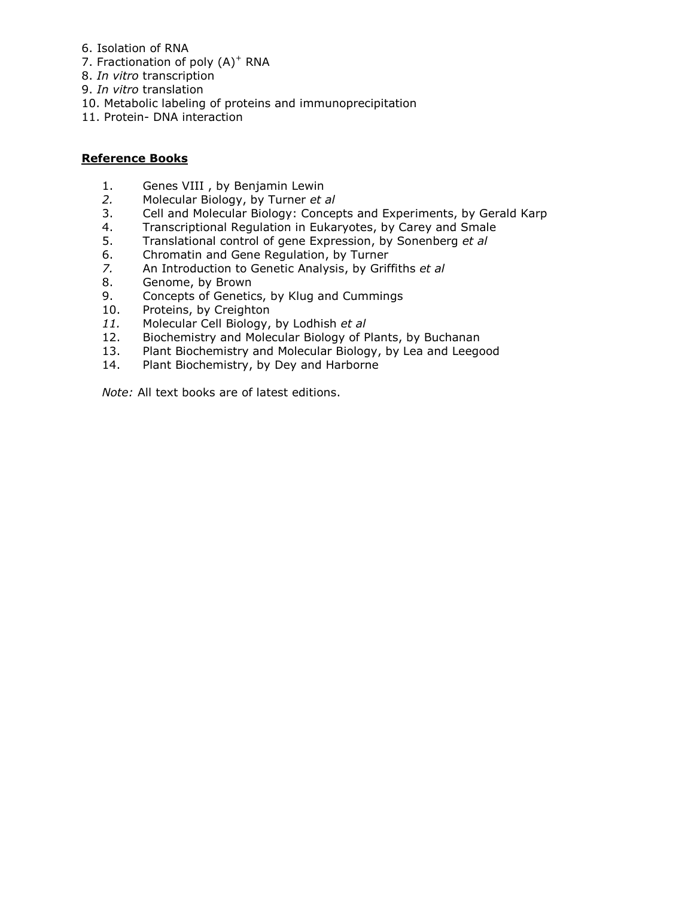6. Isolation of RNA
7. Fractionation of poly $(A)^+$ RNA
8. *In vitro* transcription
9. *In vitro* translation
10. Metabolic labeling of proteins and immunoprecipitation
11. Protein- DNA interaction

**Reference Books**

1. Genes VIII , by Benjamin Lewin
2. Molecular Biology, by Turner *et al*
3. Cell and Molecular Biology: Concepts and Experiments, by Gerald Karp
4. Transcriptional Regulation in Eukaryotes, by Carey and Smale
5. Translational control of gene Expression, by Sonenberg *et al*
6. Chromatin and Gene Regulation, by Turner
7. An Introduction to Genetic Analysis, by Griffiths *et al*
8. Genome, by Brown
9. Concepts of Genetics, by Klug and Cummings
10. Proteins, by Creighton
11. Molecular Cell Biology, by Lodhish *et al*
12. Biochemistry and Molecular Biology of Plants, by Buchanan
13. Plant Biochemistry and Molecular Biology, by Lea and Leegood
14. Plant Biochemistry, by Dey and Harborne

*Note:* All text books are of latest editions.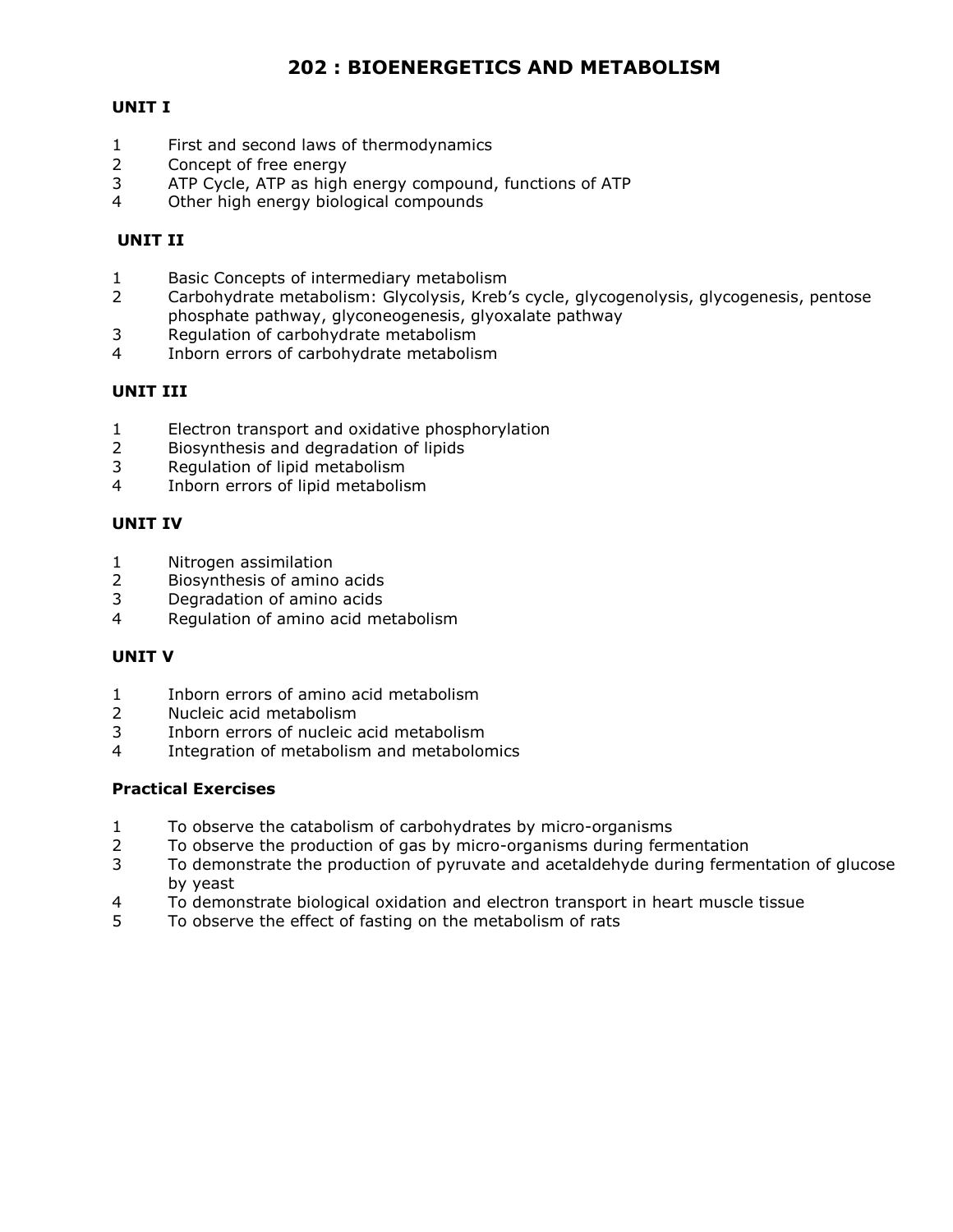# 202 : BIOENERGETICS AND METABOLISM

**UNIT I**

1. First and second laws of thermodynamics
2. Concept of free energy
3. ATP Cycle, ATP as high energy compound, functions of ATP
4. Other high energy biological compounds

**UNIT II**

1. Basic Concepts of intermediary metabolism
2. Carbohydrate metabolism: Glycolysis, Kreb's cycle, glycogenolysis, glycogenesis, pentose phosphate pathway, glyconeogenesis, glyoxalate pathway
3. Regulation of carbohydrate metabolism
4. Inborn errors of carbohydrate metabolism

**UNIT III**

1. Electron transport and oxidative phosphorylation
2. Biosynthesis and degradation of lipids
3. Regulation of lipid metabolism
4. Inborn errors of lipid metabolism

**UNIT IV**

1. Nitrogen assimilation
2. Biosynthesis of amino acids
3. Degradation of amino acids
4. Regulation of amino acid metabolism

**UNIT V**

1. Inborn errors of amino acid metabolism
2. Nucleic acid metabolism
3. Inborn errors of nucleic acid metabolism
4. Integration of metabolism and metabolomics

**Practical Exercises**

1. To observe the catabolism of carbohydrates by micro-organisms
2. To observe the production of gas by micro-organisms during fermentation
3. To demonstrate the production of pyruvate and acetaldehyde during fermentation of glucose by yeast
4. To demonstrate biological oxidation and electron transport in heart muscle tissue
5. To observe the effect of fasting on the metabolism of rats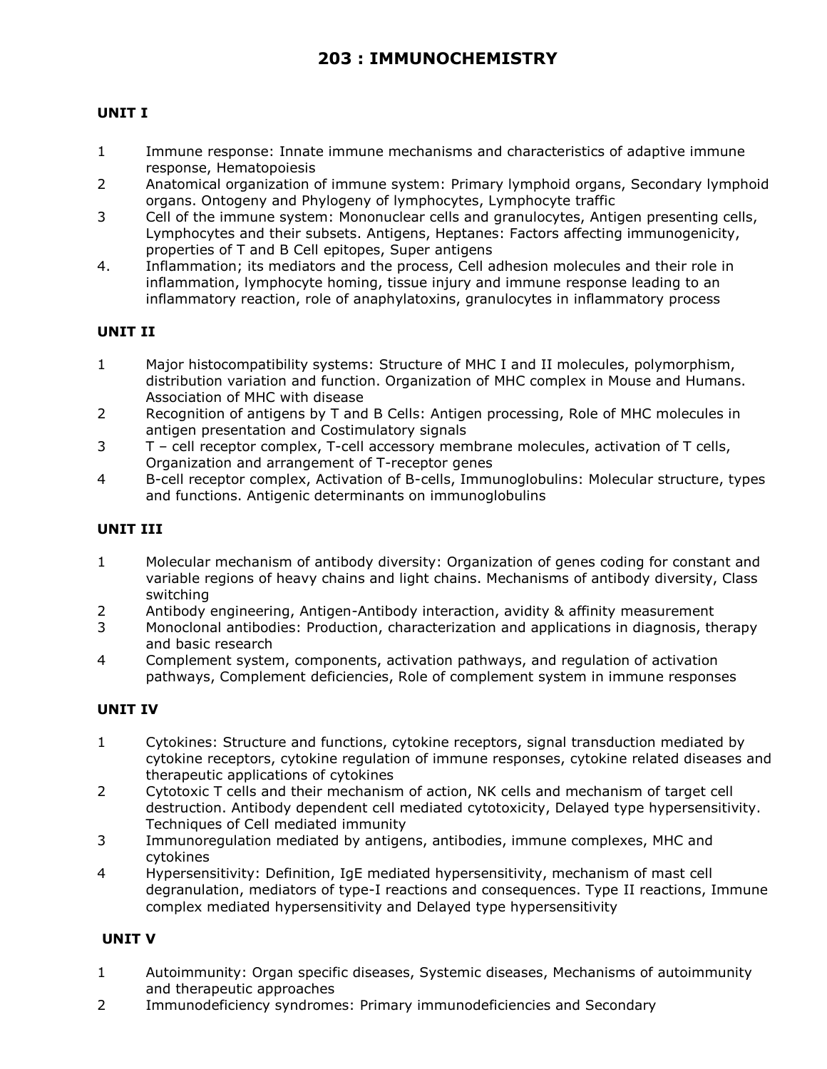# 203 : IMMUNOCHEMISTRY

## UNIT I

1. Immune response: Innate immune mechanisms and characteristics of adaptive immune response, Hematopoiesis
2. Anatomical organization of immune system: Primary lymphoid organs, Secondary lymphoid organs. Ontogeny and Phylogeny of lymphocytes, Lymphocyte traffic
3. Cell of the immune system: Mononuclear cells and granulocytes, Antigen presenting cells, Lymphocytes and their subsets. Antigens, Heptanes: Factors affecting immunogenicity, properties of T and B Cell epitopes, Super antigens
4. Inflammation; its mediators and the process, Cell adhesion molecules and their role in inflammation, lymphocyte homing, tissue injury and immune response leading to an inflammatory reaction, role of anaphylatoxins, granulocytes in inflammatory process

## UNIT II

1. Major histocompatibility systems: Structure of MHC I and II molecules, polymorphism, distribution variation and function. Organization of MHC complex in Mouse and Humans. Association of MHC with disease
2. Recognition of antigens by T and B Cells: Antigen processing, Role of MHC molecules in antigen presentation and Costimulatory signals
3. T – cell receptor complex, T-cell accessory membrane molecules, activation of T cells, Organization and arrangement of T-receptor genes
4. B-cell receptor complex, Activation of B-cells, Immunoglobulins: Molecular structure, types and functions. Antigenic determinants on immunoglobulins

## UNIT III

1. Molecular mechanism of antibody diversity: Organization of genes coding for constant and variable regions of heavy chains and light chains. Mechanisms of antibody diversity, Class switching
2. Antibody engineering, Antigen-Antibody interaction, avidity & affinity measurement
3. Monoclonal antibodies: Production, characterization and applications in diagnosis, therapy and basic research
4. Complement system, components, activation pathways, and regulation of activation pathways, Complement deficiencies, Role of complement system in immune responses

## UNIT IV

1. Cytokines: Structure and functions, cytokine receptors, signal transduction mediated by cytokine receptors, cytokine regulation of immune responses, cytokine related diseases and therapeutic applications of cytokines
2. Cytotoxic T cells and their mechanism of action, NK cells and mechanism of target cell destruction. Antibody dependent cell mediated cytotoxicity, Delayed type hypersensitivity. Techniques of Cell mediated immunity
3. Immunoregulation mediated by antigens, antibodies, immune complexes, MHC and cytokines
4. Hypersensitivity: Definition, IgE mediated hypersensitivity, mechanism of mast cell degranulation, mediators of type-I reactions and consequences. Type II reactions, Immune complex mediated hypersensitivity and Delayed type hypersensitivity

## UNIT V

1. Autoimmunity: Organ specific diseases, Systemic diseases, Mechanisms of autoimmunity and therapeutic approaches
2. Immunodeficiency syndromes: Primary immunodeficiencies and Secondary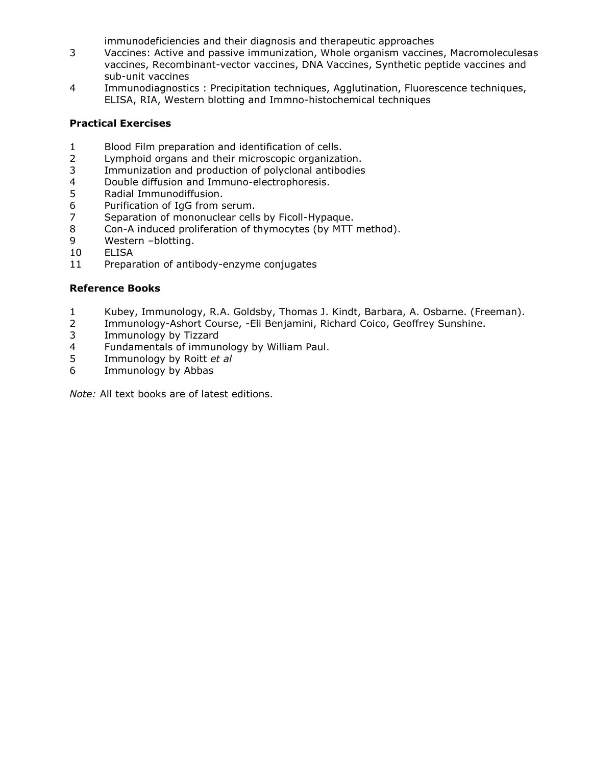immunodeficiencies and their diagnosis and therapeutic approaches

3. Vaccines: Active and passive immunization, Whole organism vaccines, Macromoleculesas vaccines, Recombinant-vector vaccines, DNA Vaccines, Synthetic peptide vaccines and sub-unit vaccines
4. Immunodiagnostics : Precipitation techniques, Agglutination, Fluorescence techniques, ELISA, RIA, Western blotting and Immno-histochemical techniques

**Practical Exercises**

1. Blood Film preparation and identification of cells.
2. Lymphoid organs and their microscopic organization.
3. Immunization and production of polyclonal antibodies
4. Double diffusion and Immuno-electrophoresis.
5. Radial Immunodiffusion.
6. Purification of IgG from serum.
7. Separation of mononuclear cells by Ficoll-Hypaque.
8. Con-A induced proliferation of thymocytes (by MTT method).
9. Western –blotting.
10. ELISA
11. Preparation of antibody-enzyme conjugates

**Reference Books**

1. Kubey, Immunology, R.A. Goldsby, Thomas J. Kindt, Barbara, A. Osbarne. (Freeman).
2. Immunology-Ashort Course, -Eli Benjamini, Richard Coico, Geoffrey Sunshine.
3. Immunology by Tizzard
4. Fundamentals of immunology by William Paul.
5. Immunology by Roitt *et al*
6. Immunology by Abbas

*Note:* All text books are of latest editions.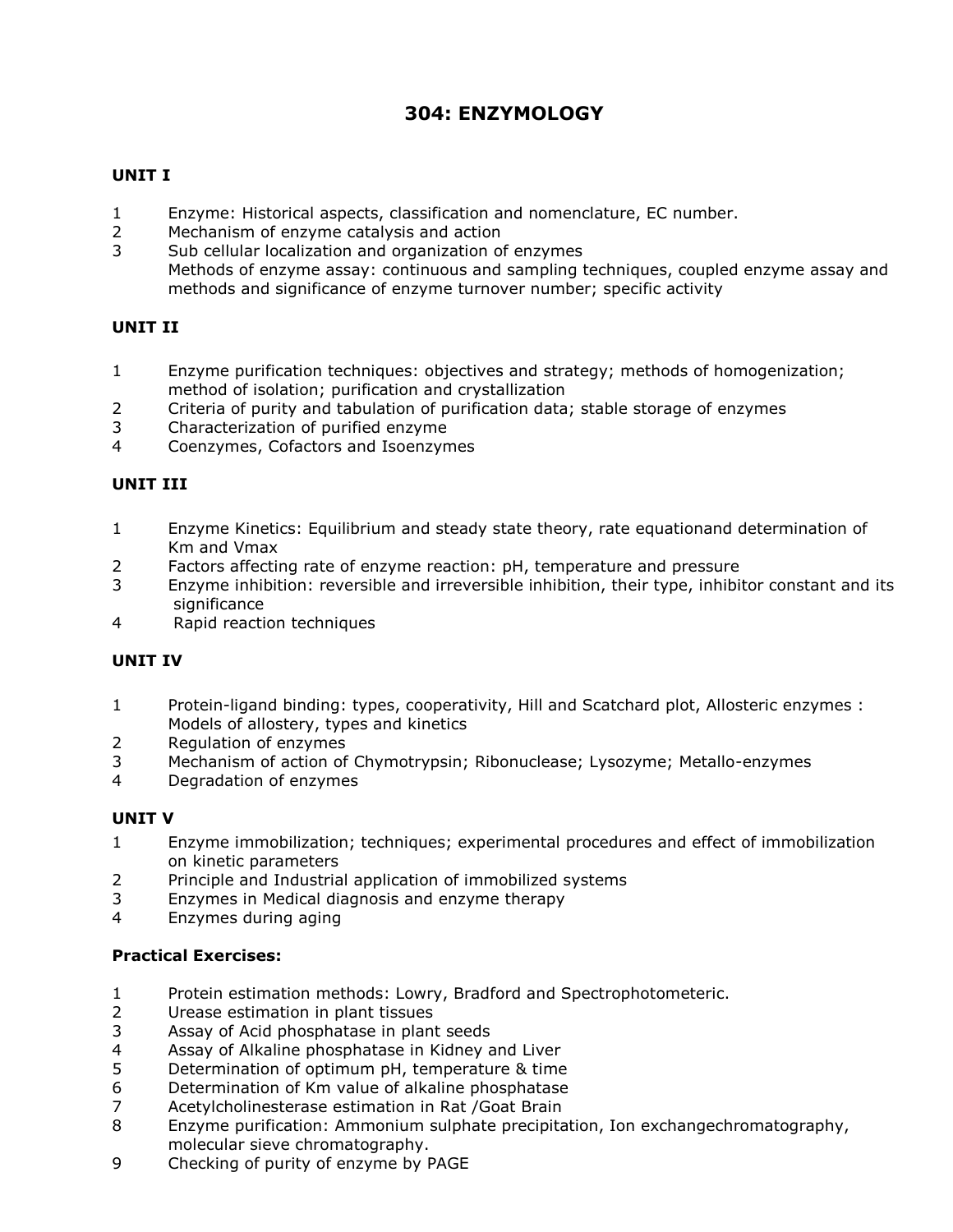# 304: ENZYMOLOGY

## UNIT I

1 Enzyme: Historical aspects, classification and nomenclature, EC number.
2 Mechanism of enzyme catalysis and action
3 Sub cellular localization and organization of enzymes
Methods of enzyme assay: continuous and sampling techniques, coupled enzyme assay and methods and significance of enzyme turnover number; specific activity

## UNIT II

1 Enzyme purification techniques: objectives and strategy; methods of homogenization; method of isolation; purification and crystallization
2 Criteria of purity and tabulation of purification data; stable storage of enzymes
3 Characterization of purified enzyme
4 Coenzymes, Cofactors and Isoenzymes

## UNIT III

1 Enzyme Kinetics: Equilibrium and steady state theory, rate equationand determination of Km and Vmax
2 Factors affecting rate of enzyme reaction: pH, temperature and pressure
3 Enzyme inhibition: reversible and irreversible inhibition, their type, inhibitor constant and its significance
4 Rapid reaction techniques

## UNIT IV

1 Protein-ligand binding: types, cooperativity, Hill and Scatchard plot, Allosteric enzymes : Models of allostery, types and kinetics
2 Regulation of enzymes
3 Mechanism of action of Chymotrypsin; Ribonuclease; Lysozyme; Metallo-enzymes
4 Degradation of enzymes

## UNIT V

1 Enzyme immobilization; techniques; experimental procedures and effect of immobilization on kinetic parameters
2 Principle and Industrial application of immobilized systems
3 Enzymes in Medical diagnosis and enzyme therapy
4 Enzymes during aging

## Practical Exercises:

1 Protein estimation methods: Lowry, Bradford and Spectrophotometeric.
2 Urease estimation in plant tissues
3 Assay of Acid phosphatase in plant seeds
4 Assay of Alkaline phosphatase in Kidney and Liver
5 Determination of optimum pH, temperature & time
6 Determination of Km value of alkaline phosphatase
7 Acetylcholinesterase estimation in Rat /Goat Brain
8 Enzyme purification: Ammonium sulphate precipitation, Ion exchangechromatography, molecular sieve chromatography.
9 Checking of purity of enzyme by PAGE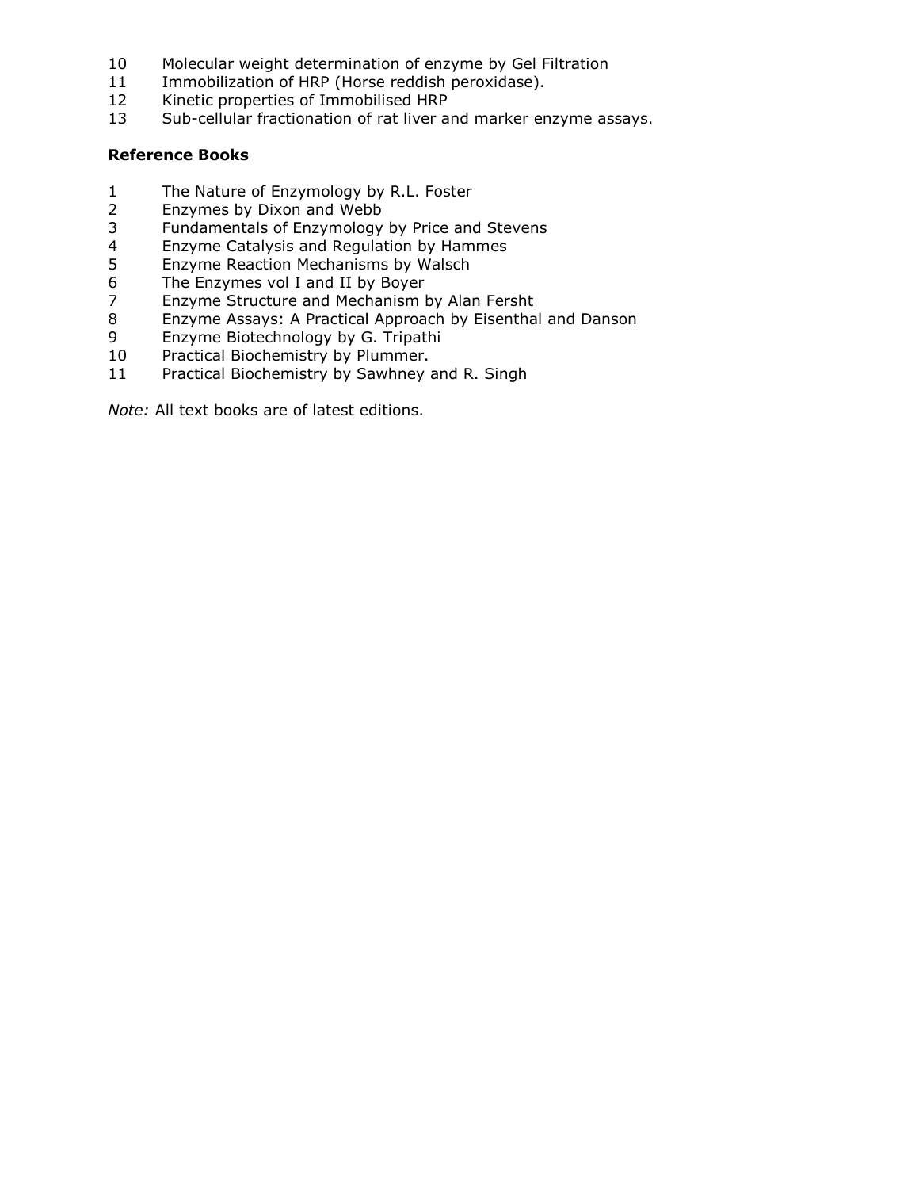10. Molecular weight determination of enzyme by Gel Filtration
11. Immobilization of HRP (Horse reddish peroxidase).
12. Kinetic properties of Immobilised HRP
13. Sub-cellular fractionation of rat liver and marker enzyme assays.

**Reference Books**

1. The Nature of Enzymology by R.L. Foster
2. Enzymes by Dixon and Webb
3. Fundamentals of Enzymology by Price and Stevens
4. Enzyme Catalysis and Regulation by Hammes
5. Enzyme Reaction Mechanisms by Walsch
6. The Enzymes vol I and II by Boyer
7. Enzyme Structure and Mechanism by Alan Fersht
8. Enzyme Assays: A Practical Approach by Eisenthal and Danson
9. Enzyme Biotechnology by G. Tripathi
10. Practical Biochemistry by Plummer.
11. Practical Biochemistry by Sawhney and R. Singh

*Note:* All text books are of latest editions.